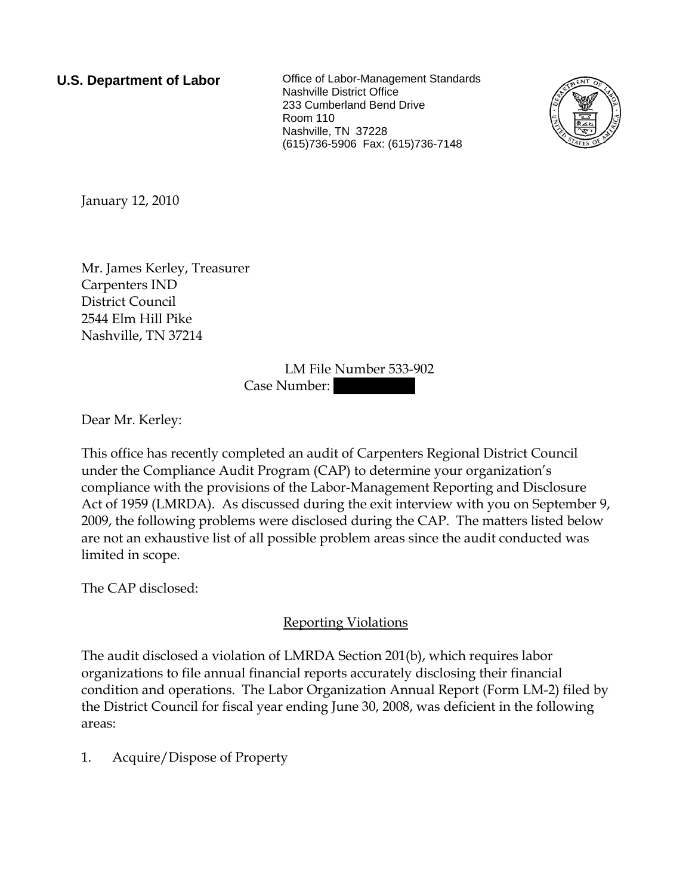**U.S. Department of Labor**

Office of Labor-Management Standards
Nashville District Office
233 Cumberland Bend Drive
Room 110
Nashville, TN 37228
(615)736-5906 Fax: (615)736-7148

January 12, 2010

Mr. James Kerley, Treasurer
Carpenters IND
District Council
2544 Elm Hill Pike
Nashville, TN 37214

LM File Number 533-902
Case Number: [redacted]

Dear Mr. Kerley:

This office has recently completed an audit of Carpenters Regional District Council under the Compliance Audit Program (CAP) to determine your organization's compliance with the provisions of the Labor-Management Reporting and Disclosure Act of 1959 (LMRDA). As discussed during the exit interview with you on September 9, 2009, the following problems were disclosed during the CAP. The matters listed below are not an exhaustive list of all possible problem areas since the audit conducted was limited in scope.

The CAP disclosed:

## Reporting Violations

The audit disclosed a violation of LMRDA Section 201(b), which requires labor organizations to file annual financial reports accurately disclosing their financial condition and operations. The Labor Organization Annual Report (Form LM-2) filed by the District Council for fiscal year ending June 30, 2008, was deficient in the following areas:

1. Acquire/Dispose of Property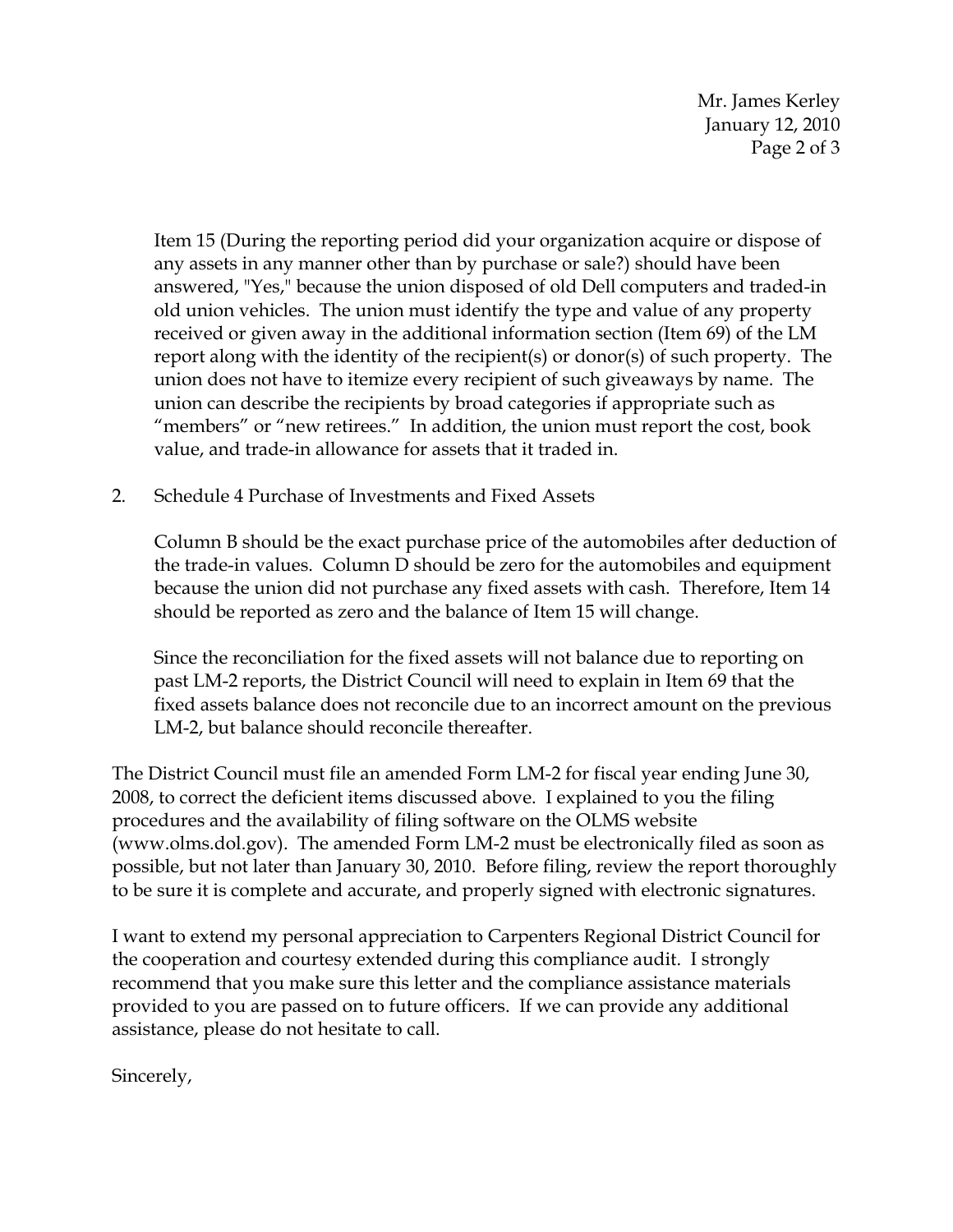Item 15 (During the reporting period did your organization acquire or dispose of any assets in any manner other than by purchase or sale?) should have been answered, "Yes," because the union disposed of old Dell computers and traded-in old union vehicles. The union must identify the type and value of any property received or given away in the additional information section (Item 69) of the LM report along with the identity of the recipient(s) or donor(s) of such property. The union does not have to itemize every recipient of such giveaways by name. The union can describe the recipients by broad categories if appropriate such as "members" or "new retirees." In addition, the union must report the cost, book value, and trade-in allowance for assets that it traded in.

2. Schedule 4 Purchase of Investments and Fixed Assets

   Column B should be the exact purchase price of the automobiles after deduction of the trade-in values. Column D should be zero for the automobiles and equipment because the union did not purchase any fixed assets with cash. Therefore, Item 14 should be reported as zero and the balance of Item 15 will change.

   Since the reconciliation for the fixed assets will not balance due to reporting on past LM-2 reports, the District Council will need to explain in Item 69 that the fixed assets balance does not reconcile due to an incorrect amount on the previous LM-2, but balance should reconcile thereafter.

The District Council must file an amended Form LM-2 for fiscal year ending June 30, 2008, to correct the deficient items discussed above. I explained to you the filing procedures and the availability of filing software on the OLMS website (www.olms.dol.gov). The amended Form LM-2 must be electronically filed as soon as possible, but not later than January 30, 2010. Before filing, review the report thoroughly to be sure it is complete and accurate, and properly signed with electronic signatures.

I want to extend my personal appreciation to Carpenters Regional District Council for the cooperation and courtesy extended during this compliance audit. I strongly recommend that you make sure this letter and the compliance assistance materials provided to you are passed on to future officers. If we can provide any additional assistance, please do not hesitate to call.

Sincerely,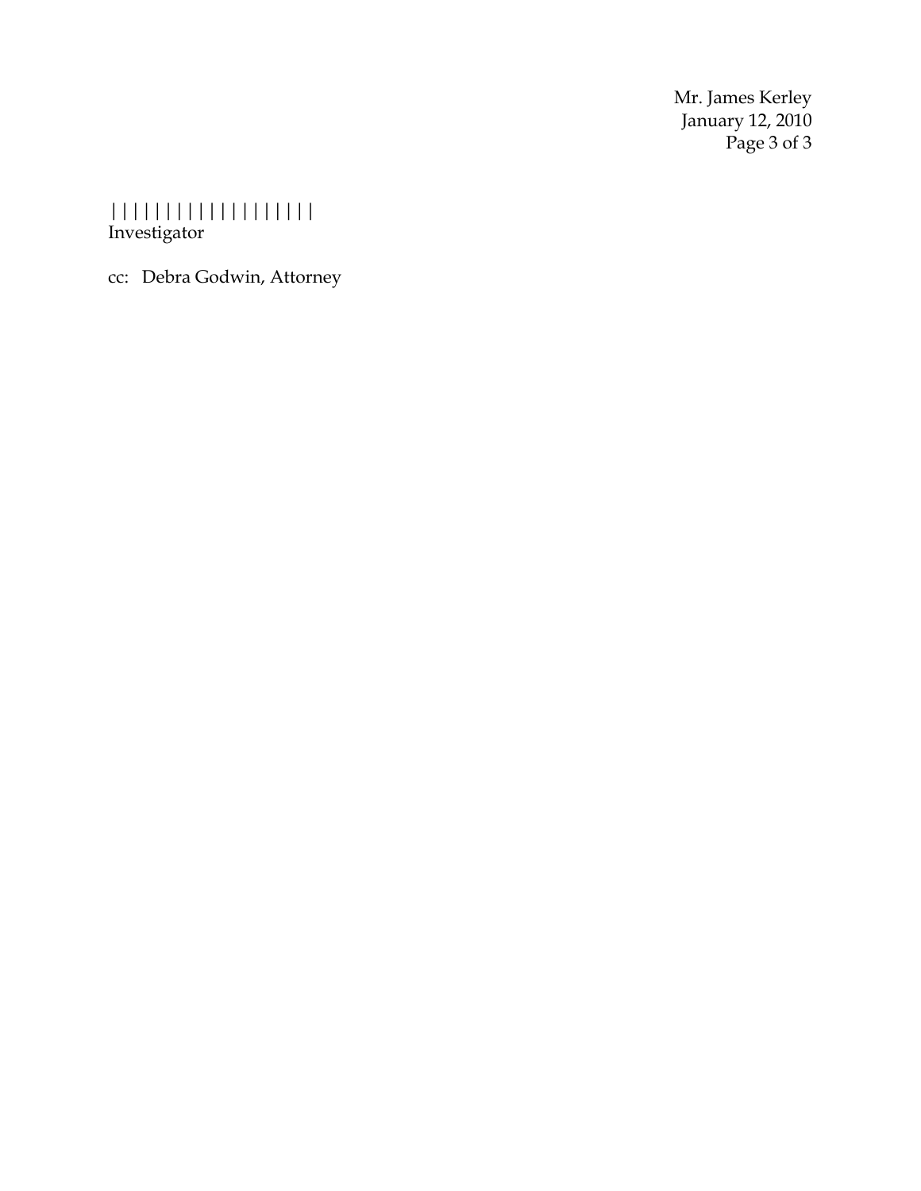| | | | | | | | | | | | | | | | | | | |
Investigator

cc: Debra Godwin, Attorney